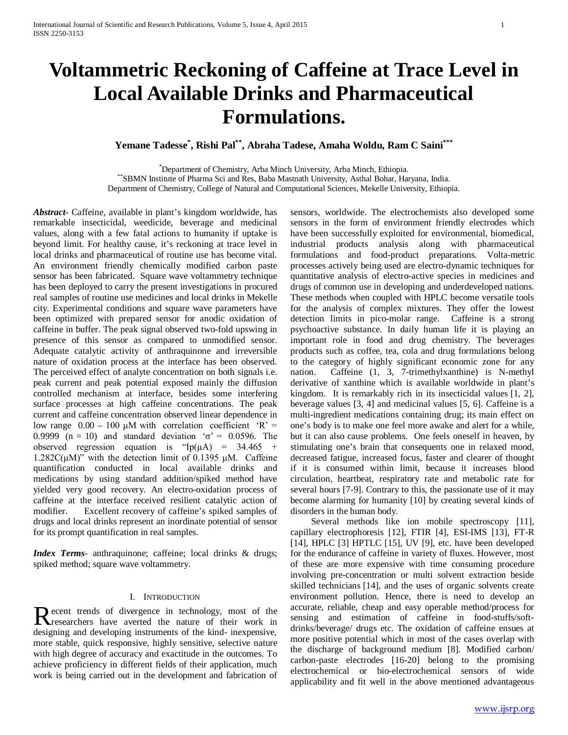# Voltammetric Reckoning of Caffeine at Trace Level in Local Available Drinks and Pharmaceutical Formulations.

**Yemane Tadesse[*], Rishi Pal[**], Abraha Tadese, Amaha Woldu, Ram C Saini[***]**

[*]Department of Chemistry, Arba Minch University, Arba Minch, Ethiopia.
[**]SBMN Institute of Pharma Sci and Res, Baba Mastnath University, Asthal Bohar, Haryana, India.
Department of Chemistry, College of Natural and Computational Sciences, Mekelle University, Ethiopia.

***Abstract***- Caffeine, available in plant's kingdom worldwide, has remarkable insecticidal, weedicide, beverage and medicinal values, along with a few fatal actions to humanity if uptake is beyond limit. For healthy cause, it's reckoning at trace level in local drinks and pharmaceutical of routine use has become vital. An environment friendly chemically modified carbon paste sensor has been fabricated. Square wave voltammetry technique has been deployed to carry the present investigations in procured real samples of routine use medicines and local drinks in Mekelle city. Experimental conditions and square wave parameters have been optimized with prepared sensor for anodic oxidation of caffeine in buffer. The peak signal observed two-fold upswing in presence of this sensor as compared to unmodified sensor. Adequate catalytic activity of anthraquinone and irreversible nature of oxidation process at the interface has been observed. The perceived effect of analyte concentration on both signals i.e. peak current and peak potential exposed mainly the diffusion controlled mechanism at interface, besides some interfering surface processes at high caffeine concentrations. The peak current and caffeine concentration observed linear dependence in low range 0.00 – 100 μM with correlation coefficient 'R' = 0.9999 (n = 10) and standard deviation 'σ' = 0.0596. The observed regression equation is "Ip(μA) = 34.465 + 1.282C(μM)" with the detection limit of 0.1395 μM. Caffeine quantification conducted in local available drinks and medications by using standard addition/spiked method have yielded very good recovery. An electro-oxidation process of caffeine at the interface received resilient catalytic action of modifier. Excellent recovery of caffeine's spiked samples of drugs and local drinks represent an inordinate potential of sensor for its prompt quantification in real samples.

***Index Terms***- anthraquinone; caffeine; local drinks & drugs; spiked method; square wave voltammetry.

## I. Introduction

Recent trends of divergence in technology, most of the researchers have averted the nature of their work in designing and developing instruments of the kind- inexpensive, more stable, quick responsive, highly sensitive, selective nature with high degree of accuracy and exactitude in the outcomes. To achieve proficiency in different fields of their application, much work is being carried out in the development and fabrication of sensors, worldwide. The electrochemists also developed some sensors in the form of environment friendly electrodes which have been successfully exploited for environmental, biomedical, industrial products analysis along with pharmaceutical formulations and food-product preparations. Volta-metric processes actively being used are electro-dynamic techniques for quantitative analysis of electro-active species in medicines and drugs of common use in developing and underdeveloped nations. These methods when coupled with HPLC become versatile tools for the analysis of complex mixtures. They offer the lowest detection limits in pico-molar range. Caffeine is a strong psychoactive substance. In daily human life it is playing an important role in food and drug chemistry. The beverages products such as coffee, tea, cola and drug formulations belong to the category of highly significant economic zone for any nation. Caffeine (1, 3, 7-trimethylxanthine) is N-methyl derivative of xanthine which is available worldwide in plant's kingdom. It is remarkably rich in its insecticidal values [1, 2], beverage values [3, 4] and medicinal values [5, 6]. Caffeine is a multi-ingredient medications containing drug; its main effect on one's body is to make one feel more awake and alert for a while, but it can also cause problems. One feels oneself in heaven, by stimulating one's brain that consequents one in relaxed mood, decreased fatigue, increased focus, faster and clearer of thought if it is consumed within limit, because it increases blood circulation, heartbeat, respiratory rate and metabolic rate for several hours [7-9]. Contrary to this, the passionate use of it may become alarming for humanity [10] by creating several kinds of disorders in the human body.

Several methods like ion mobile spectroscopy [11], capillary electrophoresis [12], FTIR [4], ESI-IMS [13], FT-R [14], HPLC [3] HPTLC [15], UV [9], etc. have been developed for the endurance of caffeine in variety of fluxes. However, most of these are more expensive with time consuming procedure involving pre-concentration or multi solvent extraction beside skilled technicians [14], and the uses of organic solvents create environment pollution. Hence, there is need to develop an accurate, reliable, cheap and easy operable method/process for sensing and estimation of caffeine in food-stuffs/soft-drinks/beverage/ drugs etc. The oxidation of caffeine ensues at more positive potential which in most of the cases overlap with the discharge of background medium [8]. Modified carbon/ carbon-paste electrodes [16-20] belong to the promising electrochemical or bio-electrochemical sensors of wide applicability and fit well in the above mentioned advantageous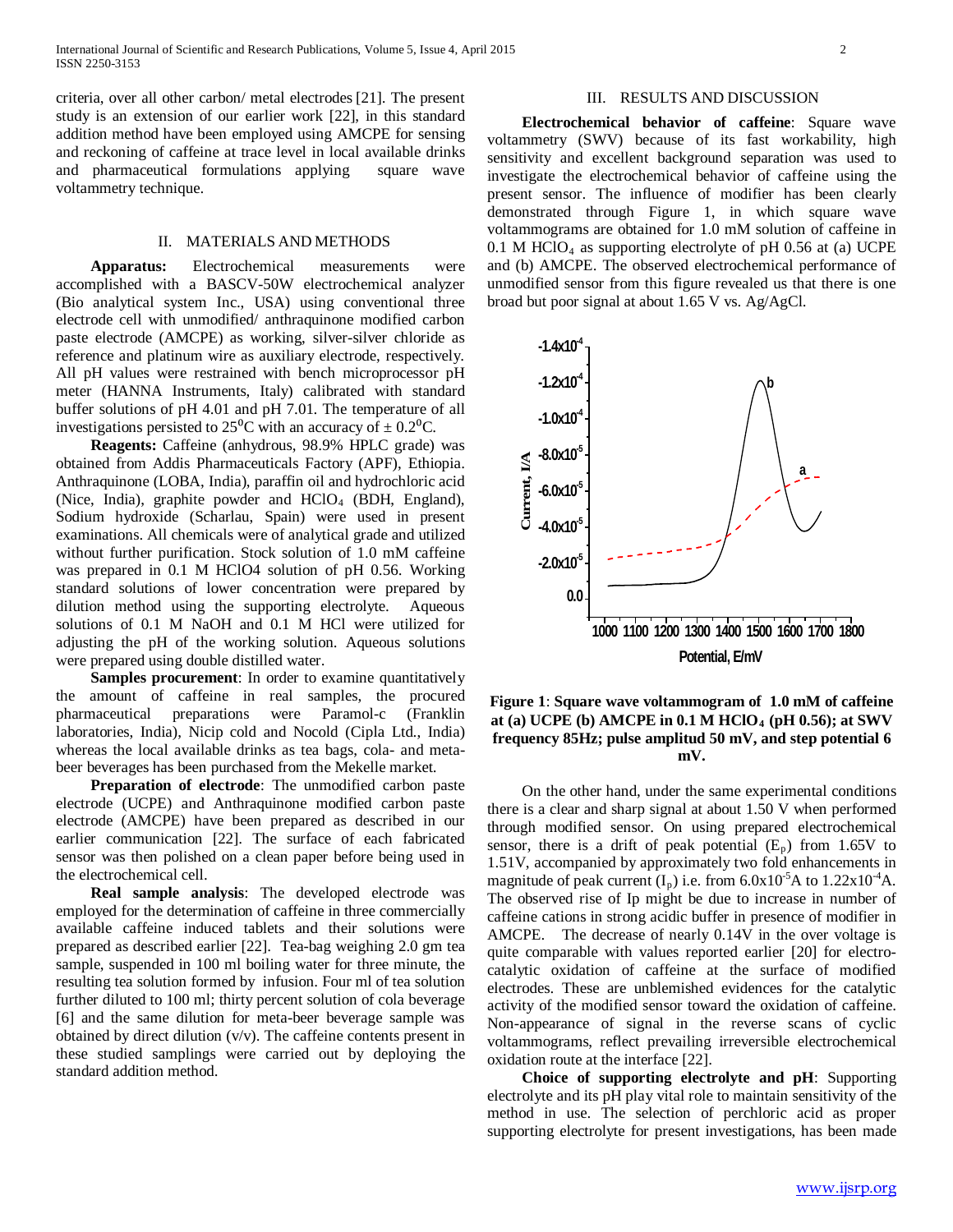criteria, over all other carbon/ metal electrodes [21]. The present study is an extension of our earlier work [22], in this standard addition method have been employed using AMCPE for sensing and reckoning of caffeine at trace level in local available drinks and pharmaceutical formulations applying square wave voltammetry technique.

## II. MATERIALS AND METHODS

**Apparatus:** Electrochemical measurements were accomplished with a BASCV-50W electrochemical analyzer (Bio analytical system Inc., USA) using conventional three electrode cell with unmodified/ anthraquinone modified carbon paste electrode (AMCPE) as working, silver-silver chloride as reference and platinum wire as auxiliary electrode, respectively. All pH values were restrained with bench microprocessor pH meter (HANNA Instruments, Italy) calibrated with standard buffer solutions of pH 4.01 and pH 7.01. The temperature of all investigations persisted to $25^0$C with an accuracy of $\pm 0.2^0$C.

**Reagents:** Caffeine (anhydrous, 98.9% HPLC grade) was obtained from Addis Pharmaceuticals Factory (APF), Ethiopia. Anthraquinone (LOBA, India), paraffin oil and hydrochloric acid (Nice, India), graphite powder and $HClO_4$ (BDH, England), Sodium hydroxide (Scharlau, Spain) were used in present examinations. All chemicals were of analytical grade and utilized without further purification. Stock solution of 1.0 mM caffeine was prepared in 0.1 M HClO4 solution of pH 0.56. Working standard solutions of lower concentration were prepared by dilution method using the supporting electrolyte. Aqueous solutions of 0.1 M NaOH and 0.1 M HCl were utilized for adjusting the pH of the working solution. Aqueous solutions were prepared using double distilled water.

**Samples procurement**: In order to examine quantitatively the amount of caffeine in real samples, the procured pharmaceutical preparations were Paramol-c (Franklin laboratories, India), Nicip cold and Nocold (Cipla Ltd., India) whereas the local available drinks as tea bags, cola- and meta-beer beverages has been purchased from the Mekelle market.

**Preparation of electrode**: The unmodified carbon paste electrode (UCPE) and Anthraquinone modified carbon paste electrode (AMCPE) have been prepared as described in our earlier communication [22]. The surface of each fabricated sensor was then polished on a clean paper before being used in the electrochemical cell.

**Real sample analysis**: The developed electrode was employed for the determination of caffeine in three commercially available caffeine induced tablets and their solutions were prepared as described earlier [22]. Tea-bag weighing 2.0 gm tea sample, suspended in 100 ml boiling water for three minute, the resulting tea solution formed by infusion. Four ml of tea solution further diluted to 100 ml; thirty percent solution of cola beverage [6] and the same dilution for meta-beer beverage sample was obtained by direct dilution (v/v). The caffeine contents present in these studied samplings were carried out by deploying the standard addition method.

## III. RESULTS AND DISCUSSION

**Electrochemical behavior of caffeine**: Square wave voltammetry (SWV) because of its fast workability, high sensitivity and excellent background separation was used to investigate the electrochemical behavior of caffeine using the present sensor. The influence of modifier has been clearly demonstrated through Figure 1, in which square wave voltammograms are obtained for 1.0 mM solution of caffeine in 0.1 M $HClO_4$ as supporting electrolyte of pH 0.56 at (a) UCPE and (b) AMCPE. The observed electrochemical performance of unmodified sensor from this figure revealed us that there is one broad but poor signal at about 1.65 V vs. Ag/AgCl.

**Figure 1**: **Square wave voltammogram of 1.0 mM of caffeine at (a) UCPE (b) AMCPE in 0.1 M $HClO_4$ (pH 0.56); at SWV frequency 85Hz; pulse amplitud 50 mV, and step potential 6 mV.**

On the other hand, under the same experimental conditions there is a clear and sharp signal at about 1.50 V when performed through modified sensor. On using prepared electrochemical sensor, there is a drift of peak potential ($E_p$) from 1.65V to 1.51V, accompanied by approximately two fold enhancements in magnitude of peak current ($I_p$) i.e. from $6.0x10^{-5}$A to $1.22x10^{-4}$A. The observed rise of Ip might be due to increase in number of caffeine cations in strong acidic buffer in presence of modifier in AMCPE. The decrease of nearly 0.14V in the over voltage is quite comparable with values reported earlier [20] for electro-catalytic oxidation of caffeine at the surface of modified electrodes. These are unblemished evidences for the catalytic activity of the modified sensor toward the oxidation of caffeine. Non-appearance of signal in the reverse scans of cyclic voltammograms, reflect prevailing irreversible electrochemical oxidation route at the interface [22].

**Choice of supporting electrolyte and pH**: Supporting electrolyte and its pH play vital role to maintain sensitivity of the method in use. The selection of perchloric acid as proper supporting electrolyte for present investigations, has been made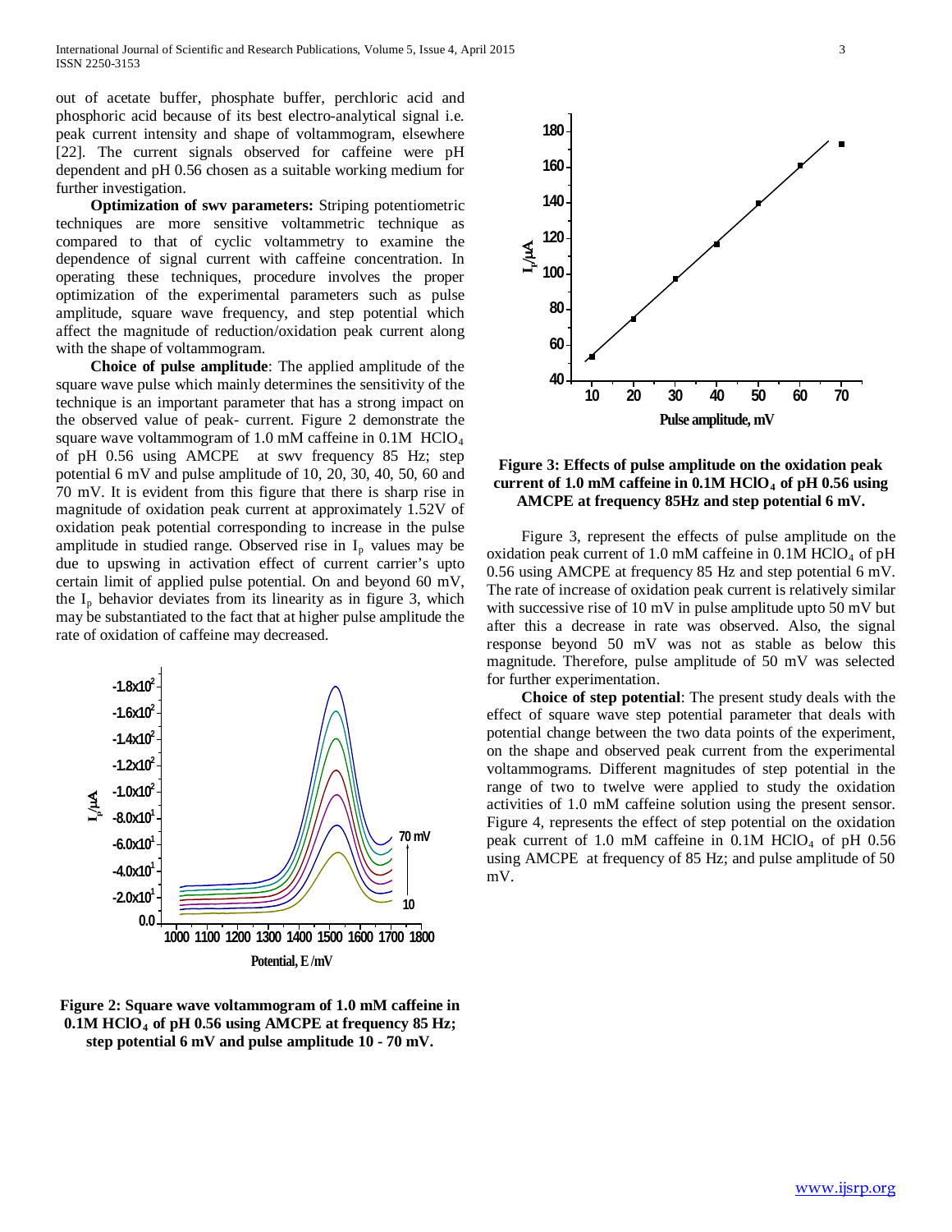out of acetate buffer, phosphate buffer, perchloric acid and phosphoric acid because of its best electro-analytical signal i.e. peak current intensity and shape of voltammogram, elsewhere [22]. The current signals observed for caffeine were pH dependent and pH 0.56 chosen as a suitable working medium for further investigation.

**Optimization of swv parameters:** Striping potentiometric techniques are more sensitive voltammetric technique as compared to that of cyclic voltammetry to examine the dependence of signal current with caffeine concentration. In operating these techniques, procedure involves the proper optimization of the experimental parameters such as pulse amplitude, square wave frequency, and step potential which affect the magnitude of reduction/oxidation peak current along with the shape of voltammogram.

**Choice of pulse amplitude**: The applied amplitude of the square wave pulse which mainly determines the sensitivity of the technique is an important parameter that has a strong impact on the observed value of peak- current. Figure 2 demonstrate the square wave voltammogram of 1.0 mM caffeine in 0.1M $HClO_4$ of pH 0.56 using AMCPE at swv frequency 85 Hz; step potential 6 mV and pulse amplitude of 10, 20, 30, 40, 50, 60 and 70 mV. It is evident from this figure that there is sharp rise in magnitude of oxidation peak current at approximately 1.52V of oxidation peak potential corresponding to increase in the pulse amplitude in studied range. Observed rise in $I_p$ values may be due to upswing in activation effect of current carrier's upto certain limit of applied pulse potential. On and beyond 60 mV, the $I_p$ behavior deviates from its linearity as in figure 3, which may be substantiated to the fact that at higher pulse amplitude the rate of oxidation of caffeine may decreased.

**Figure 2: Square wave voltammogram of 1.0 mM caffeine in 0.1M $HClO_4$ of pH 0.56 using AMCPE at frequency 85 Hz; step potential 6 mV and pulse amplitude 10 - 70 mV.**

**Figure 3: Effects of pulse amplitude on the oxidation peak current of 1.0 mM caffeine in 0.1M $HClO_4$ of pH 0.56 using AMCPE at frequency 85Hz and step potential 6 mV.**

Figure 3, represent the effects of pulse amplitude on the oxidation peak current of 1.0 mM caffeine in 0.1M $HClO_4$ of pH 0.56 using AMCPE at frequency 85 Hz and step potential 6 mV. The rate of increase of oxidation peak current is relatively similar with successive rise of 10 mV in pulse amplitude upto 50 mV but after this a decrease in rate was observed. Also, the signal response beyond 50 mV was not as stable as below this magnitude. Therefore, pulse amplitude of 50 mV was selected for further experimentation.

**Choice of step potential**: The present study deals with the effect of square wave step potential parameter that deals with potential change between the two data points of the experiment, on the shape and observed peak current from the experimental voltammograms. Different magnitudes of step potential in the range of two to twelve were applied to study the oxidation activities of 1.0 mM caffeine solution using the present sensor. Figure 4, represents the effect of step potential on the oxidation peak current of 1.0 mM caffeine in 0.1M $HClO_4$ of pH 0.56 using AMCPE at frequency of 85 Hz; and pulse amplitude of 50 mV.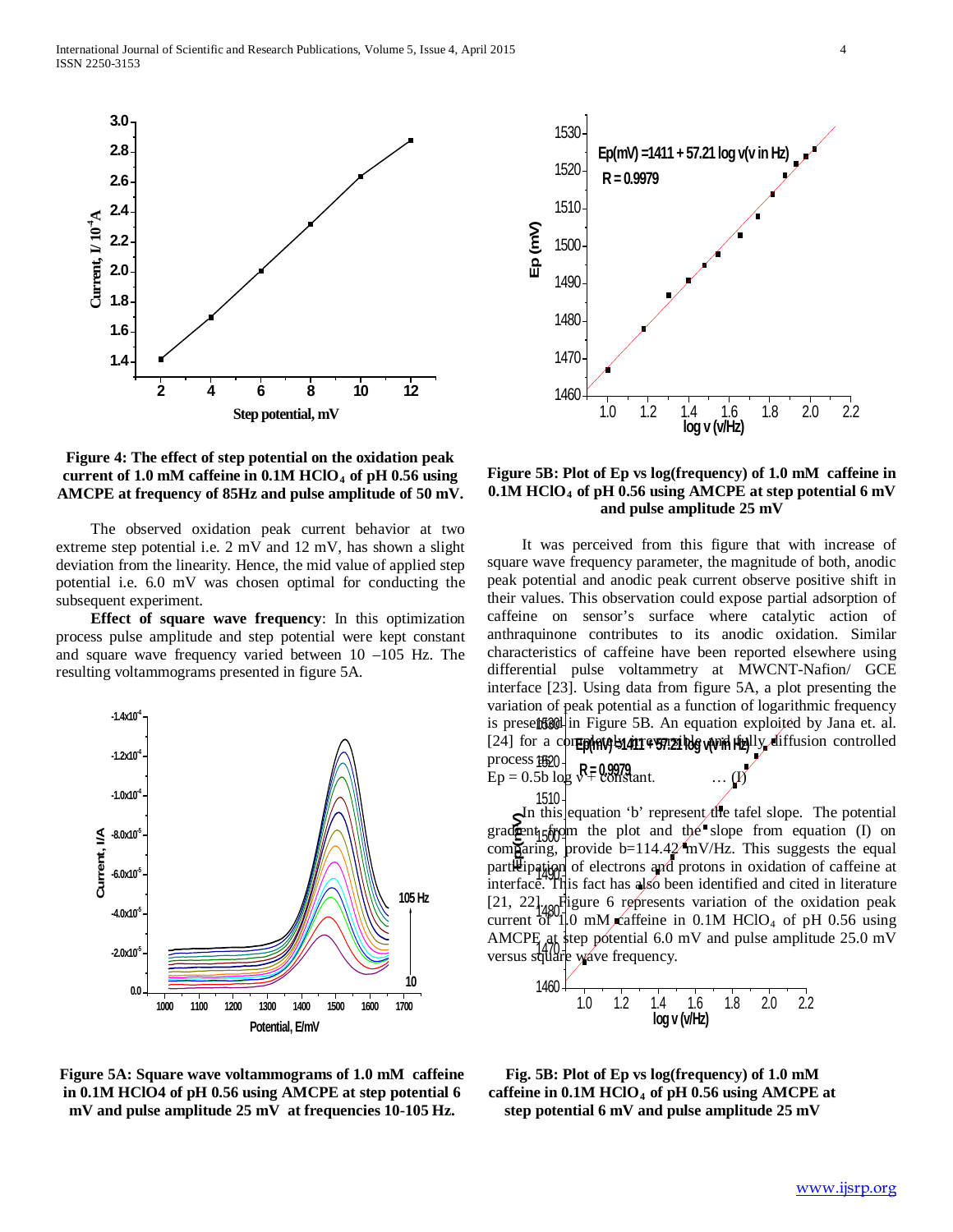Figure 4: The effect of step potential on the oxidation peak current of 1.0 mM caffeine in 0.1M $HClO_4$ of pH 0.56 using AMCPE at frequency of 85Hz and pulse amplitude of 50 mV.

The observed oxidation peak current behavior at two extreme step potential i.e. 2 mV and 12 mV, has shown a slight deviation from the linearity. Hence, the mid value of applied step potential i.e. 6.0 mV was chosen optimal for conducting the subsequent experiment.

**Effect of square wave frequency**: In this optimization process pulse amplitude and step potential were kept constant and square wave frequency varied between 10 –105 Hz. The resulting voltammograms presented in figure 5A.

Figure 5A: Square wave voltammograms of 1.0 mM caffeine in 0.1M HClO4 of pH 0.56 using AMCPE at step potential 6 mV and pulse amplitude 25 mV at frequencies 10-105 Hz.

Figure 5B: Plot of Ep vs log(frequency) of 1.0 mM caffeine in 0.1M $HClO_4$ of pH 0.56 using AMCPE at step potential 6 mV and pulse amplitude 25 mV

It was perceived from this figure that with increase of square wave frequency parameter, the magnitude of both, anodic peak potential and anodic peak current observe positive shift in their values. This observation could expose partial adsorption of caffeine on sensor's surface where catalytic action of anthraquinone contributes to its anodic oxidation. Similar characteristics of caffeine have been reported elsewhere using differential pulse voltammetry at MWCNT-Nafion/ GCE interface [23]. Using data from figure 5A, a plot presenting the variation of peak potential as a function of logarithmic frequency is presented in Figure 5B. An equation exploited by Jana et. al. [24] for a completely irreversible and fully diffusion controlled process is:

$$Ep = 0.5b \log v + \text{constant}. \qquad \ldots \text{(I)}$$

In this equation 'b' represent the tafel slope. The potential gradient from the plot and the slope from equation (I) on comparing, provide b=114.42 mV/Hz. This suggests the equal participation of electrons and protons in oxidation of caffeine at interface. This fact has also been identified and cited in literature [21, 22]. Figure 6 represents variation of the oxidation peak current of 1.0 mM caffeine in 0.1M $HClO_4$ of pH 0.56 using AMCPE at step potential 6.0 mV and pulse amplitude 25.0 mV versus square wave frequency.

Fig. 5B: Plot of Ep vs log(frequency) of 1.0 mM caffeine in 0.1M $HClO_4$ of pH 0.56 using AMCPE at step potential 6 mV and pulse amplitude 25 mV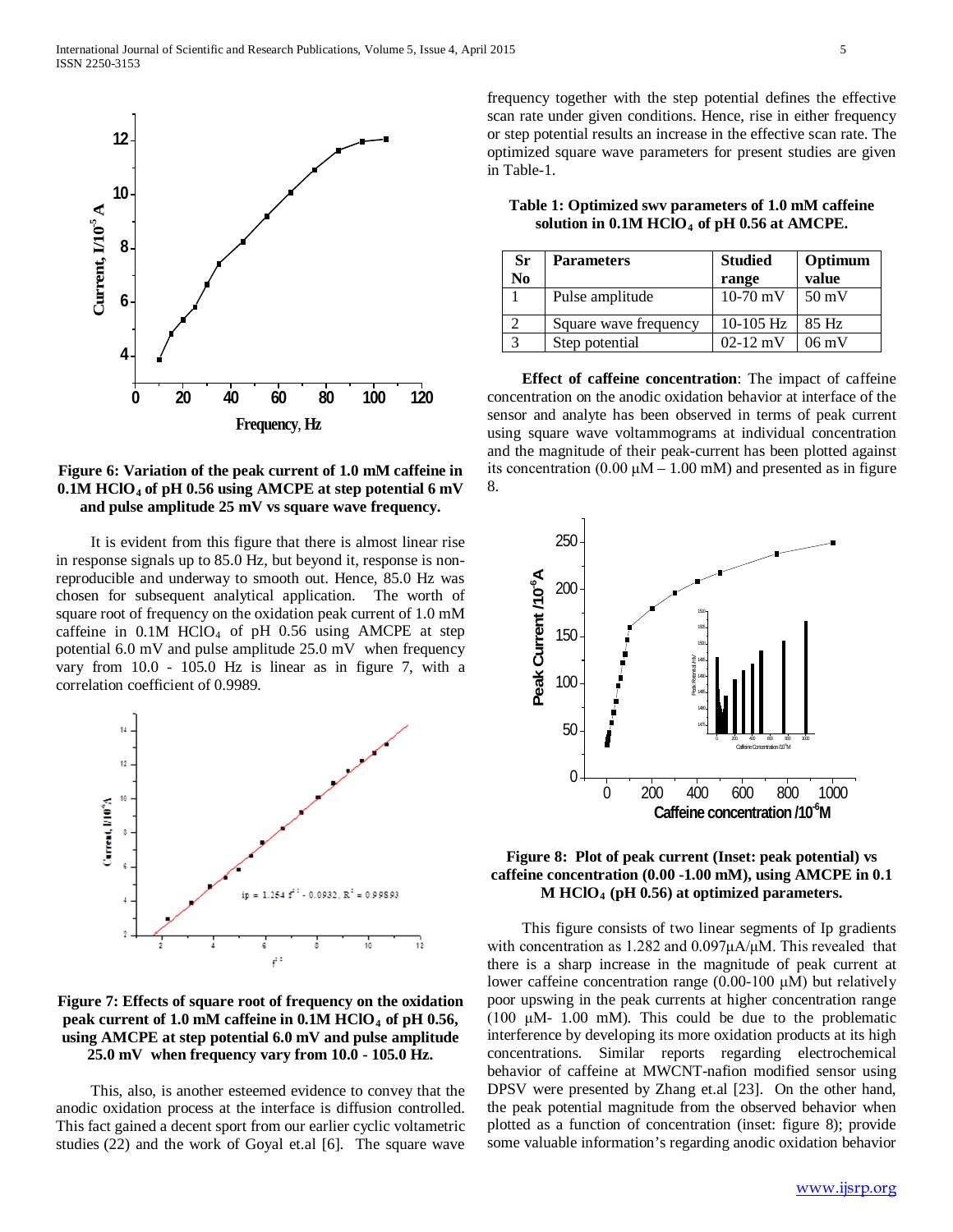Figure 6: Variation of the peak current of 1.0 mM caffeine in 0.1M $HClO_4$ of pH 0.56 using AMCPE at step potential 6 mV and pulse amplitude 25 mV vs square wave frequency.

It is evident from this figure that there is almost linear rise in response signals up to 85.0 Hz, but beyond it, response is non-reproducible and underway to smooth out. Hence, 85.0 Hz was chosen for subsequent analytical application. The worth of square root of frequency on the oxidation peak current of 1.0 mM caffeine in 0.1M $HClO_4$ of pH 0.56 using AMCPE at step potential 6.0 mV and pulse amplitude 25.0 mV when frequency vary from 10.0 - 105.0 Hz is linear as in figure 7, with a correlation coefficient of 0.9989.

Figure 7: Effects of square root of frequency on the oxidation peak current of 1.0 mM caffeine in 0.1M $HClO_4$ of pH 0.56, using AMCPE at step potential 6.0 mV and pulse amplitude 25.0 mV when frequency vary from 10.0 - 105.0 Hz.

This, also, is another esteemed evidence to convey that the anodic oxidation process at the interface is diffusion controlled. This fact gained a decent sport from our earlier cyclic voltametric studies (22) and the work of Goyal et.al [6]. The square wave frequency together with the step potential defines the effective scan rate under given conditions. Hence, rise in either frequency or step potential results an increase in the effective scan rate. The optimized square wave parameters for present studies are given in Table-1.

**Table 1: Optimized swv parameters of 1.0 mM caffeine solution in 0.1M $HClO_4$ of pH 0.56 at AMCPE.**

| Sr No | Parameters | Studied range | Optimum value |
|---|---|---|---|
| 1 | Pulse amplitude | 10-70 mV | 50 mV |
| 2 | Square wave frequency | 10-105 Hz | 85 Hz |
| 3 | Step potential | 02-12 mV | 06 mV |

**Effect of caffeine concentration**: The impact of caffeine concentration on the anodic oxidation behavior at interface of the sensor and analyte has been observed in terms of peak current using square wave voltammograms at individual concentration and the magnitude of their peak-current has been plotted against its concentration (0.00 μM – 1.00 mM) and presented as in figure 8.

Figure 8: Plot of peak current (Inset: peak potential) vs caffeine concentration (0.00 -1.00 mM), using AMCPE in 0.1 M $HClO_4$ (pH 0.56) at optimized parameters.

This figure consists of two linear segments of Ip gradients with concentration as 1.282 and 0.097μA/μM. This revealed that there is a sharp increase in the magnitude of peak current at lower caffeine concentration range (0.00-100 μM) but relatively poor upswing in the peak currents at higher concentration range (100 μM- 1.00 mM). This could be due to the problematic interference by developing its more oxidation products at its high concentrations. Similar reports regarding electrochemical behavior of caffeine at MWCNT-nafion modified sensor using DPSV were presented by Zhang et.al [23]. On the other hand, the peak potential magnitude from the observed behavior when plotted as a function of concentration (inset: figure 8); provide some valuable information's regarding anodic oxidation behavior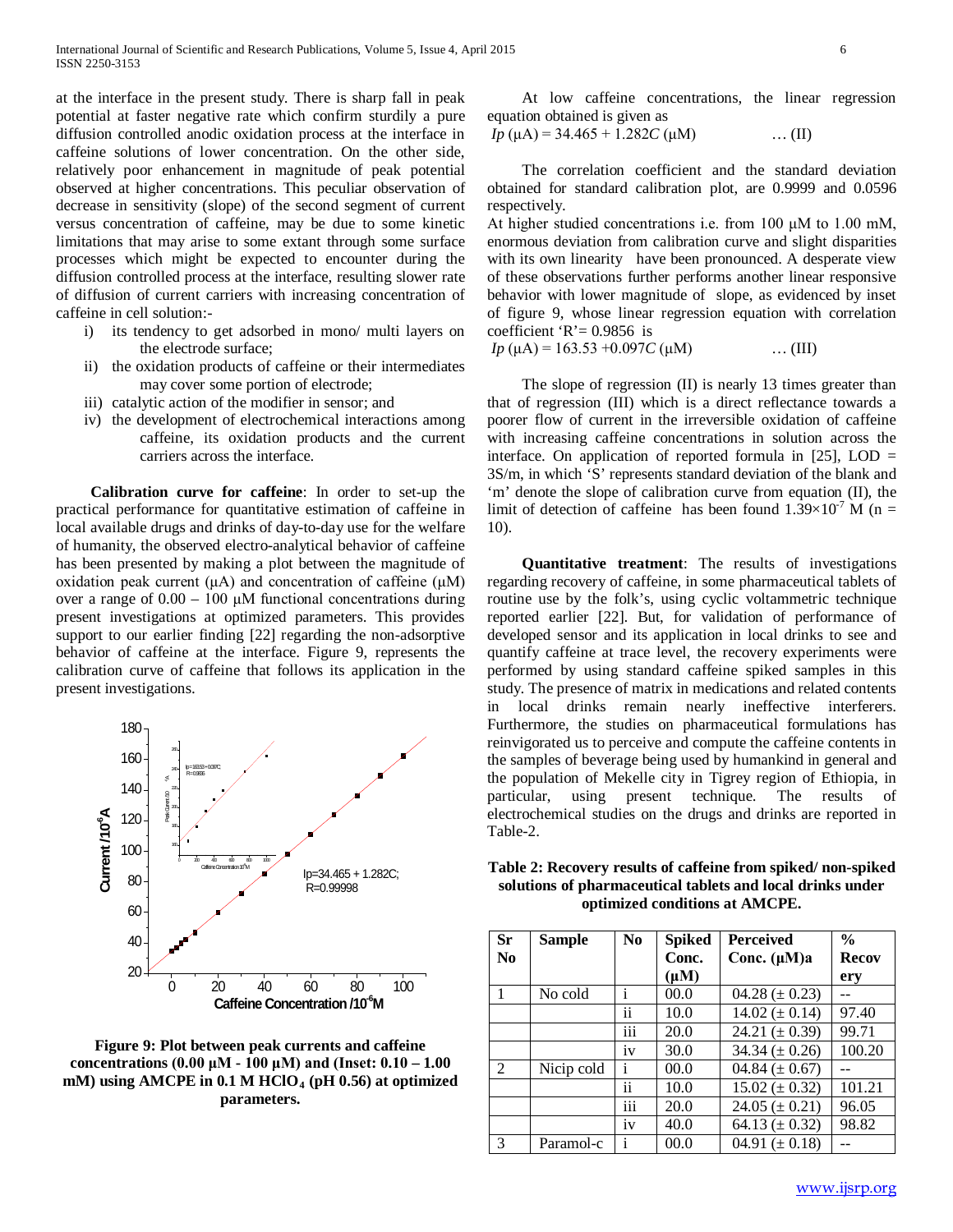at the interface in the present study. There is sharp fall in peak potential at faster negative rate which confirm sturdily a pure diffusion controlled anodic oxidation process at the interface in caffeine solutions of lower concentration. On the other side, relatively poor enhancement in magnitude of peak potential observed at higher concentrations. This peculiar observation of decrease in sensitivity (slope) of the second segment of current versus concentration of caffeine, may be due to some kinetic limitations that may arise to some extant through some surface processes which might be expected to encounter during the diffusion controlled process at the interface, resulting slower rate of diffusion of current carriers with increasing concentration of caffeine in cell solution:-

i) its tendency to get adsorbed in mono/ multi layers on the electrode surface;
ii) the oxidation products of caffeine or their intermediates may cover some portion of electrode;
iii) catalytic action of the modifier in sensor; and
iv) the development of electrochemical interactions among caffeine, its oxidation products and the current carriers across the interface.

**Calibration curve for caffeine**: In order to set-up the practical performance for quantitative estimation of caffeine in local available drugs and drinks of day-to-day use for the welfare of humanity, the observed electro-analytical behavior of caffeine has been presented by making a plot between the magnitude of oxidation peak current (μA) and concentration of caffeine (μM) over a range of 0.00 – 100 μM functional concentrations during present investigations at optimized parameters. This provides support to our earlier finding [22] regarding the non-adsorptive behavior of caffeine at the interface. Figure 9, represents the calibration curve of caffeine that follows its application in the present investigations.

**Figure 9: Plot between peak currents and caffeine concentrations (0.00 μM - 100 μM) and (Inset: 0.10 – 1.00 mM) using AMCPE in 0.1 M $HClO_4$ (pH 0.56) at optimized parameters.**

At low caffeine concentrations, the linear regression equation obtained is given as

$$I_p\,(\mu A) = 34.465 + 1.282C\,(\mu M) \qquad \ldots (II)$$

The correlation coefficient and the standard deviation obtained for standard calibration plot, are 0.9999 and 0.0596 respectively.

At higher studied concentrations i.e. from 100 μM to 1.00 mM, enormous deviation from calibration curve and slight disparities with its own linearity have been pronounced. A desperate view of these observations further performs another linear responsive behavior with lower magnitude of slope, as evidenced by inset of figure 9, whose linear regression equation with correlation coefficient 'R'= 0.9856 is

$$I_p\,(\mu A) = 163.53 + 0.097C\,(\mu M) \qquad \ldots (III)$$

The slope of regression (II) is nearly 13 times greater than that of regression (III) which is a direct reflectance towards a poorer flow of current in the irreversible oxidation of caffeine with increasing caffeine concentrations in solution across the interface. On application of reported formula in [25], LOD = 3S/m, in which 'S' represents standard deviation of the blank and 'm' denote the slope of calibration curve from equation (II), the limit of detection of caffeine has been found $1.39\times10^{-7}$ M (n = 10).

**Quantitative treatment**: The results of investigations regarding recovery of caffeine, in some pharmaceutical tablets of routine use by the folk's, using cyclic voltammetric technique reported earlier [22]. But, for validation of performance of developed sensor and its application in local drinks to see and quantify caffeine at trace level, the recovery experiments were performed by using standard caffeine spiked samples in this study. The presence of matrix in medications and related contents in local drinks remain nearly ineffective interferers. Furthermore, the studies on pharmaceutical formulations has reinvigorated us to perceive and compute the caffeine contents in the samples of beverage being used by humankind in general and the population of Mekelle city in Tigrey region of Ethiopia, in particular, using present technique. The results of electrochemical studies on the drugs and drinks are reported in Table-2.

**Table 2: Recovery results of caffeine from spiked/ non-spiked solutions of pharmaceutical tablets and local drinks under optimized conditions at AMCPE.**

| Sr No | Sample | No | Spiked Conc. (μM) | Perceived Conc. (μM)a | % Recovery |
|---|---|---|---|---|---|
| 1 | No cold | i | 00.0 | 04.28 (± 0.23) | -- |
| | | ii | 10.0 | 14.02 (± 0.14) | 97.40 |
| | | iii | 20.0 | 24.21 (± 0.39) | 99.71 |
| | | iv | 30.0 | 34.34 (± 0.26) | 100.20 |
| 2 | Nicip cold | i | 00.0 | 04.84 (± 0.67) | -- |
| | | ii | 10.0 | 15.02 (± 0.32) | 101.21 |
| | | iii | 20.0 | 24.05 (± 0.21) | 96.05 |
| | | iv | 40.0 | 64.13 (± 0.32) | 98.82 |
| 3 | Paramol-c | i | 00.0 | 04.91 (± 0.18) | -- |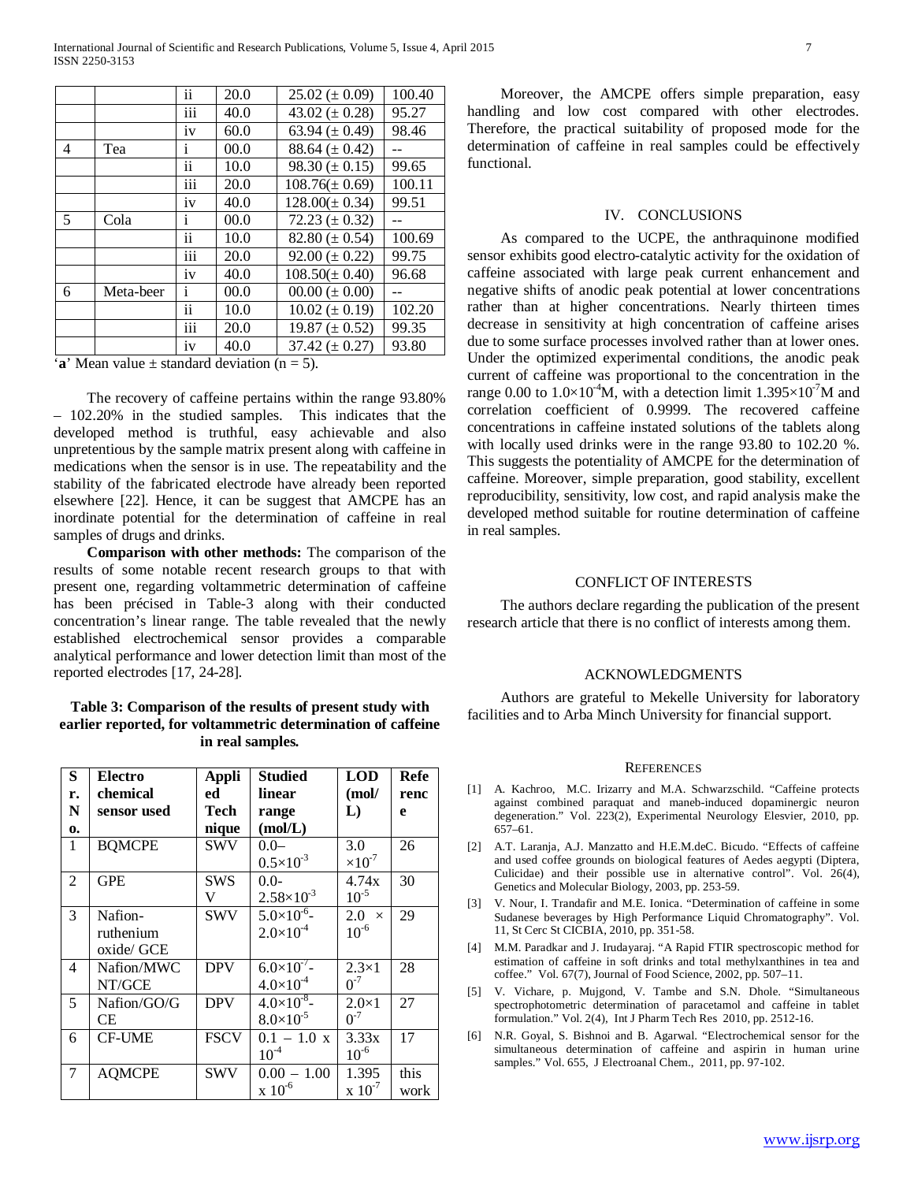| | | ii | 20.0 | 25.02 (± 0.09) | 100.40 |
|---|---|---|---|---|---|
| | | iii | 40.0 | 43.02 (± 0.28) | 95.27 |
| | | iv | 60.0 | 63.94 (± 0.49) | 98.46 |
| 4 | Tea | i | 00.0 | 88.64 (± 0.42) | -- |
| | | ii | 10.0 | 98.30 (± 0.15) | 99.65 |
| | | iii | 20.0 | 108.76(± 0.69) | 100.11 |
| | | iv | 40.0 | 128.00(± 0.34) | 99.51 |
| 5 | Cola | i | 00.0 | 72.23 (± 0.32) | -- |
| | | ii | 10.0 | 82.80 (± 0.54) | 100.69 |
| | | iii | 20.0 | 92.00 (± 0.22) | 99.75 |
| | | iv | 40.0 | 108.50(± 0.40) | 96.68 |
| 6 | Meta-beer | i | 00.0 | 00.00 (± 0.00) | -- |
| | | ii | 10.0 | 10.02 (± 0.19) | 102.20 |
| | | iii | 20.0 | 19.87 (± 0.52) | 99.35 |
| | | iv | 40.0 | 37.42 (± 0.27) | 93.80 |

'**a**' Mean value ± standard deviation (n = 5).

The recovery of caffeine pertains within the range 93.80% – 102.20% in the studied samples. This indicates that the developed method is truthful, easy achievable and also unpretentious by the sample matrix present along with caffeine in medications when the sensor is in use. The repeatability and the stability of the fabricated electrode have already been reported elsewhere [22]. Hence, it can be suggest that AMCPE has an inordinate potential for the determination of caffeine in real samples of drugs and drinks.

**Comparison with other methods:** The comparison of the results of some notable recent research groups to that with present one, regarding voltammetric determination of caffeine has been précised in Table-3 along with their conducted concentration's linear range. The table revealed that the newly established electrochemical sensor provides a comparable analytical performance and lower detection limit than most of the reported electrodes [17, 24-28].

**Table 3: Comparison of the results of present study with earlier reported, for voltammetric determination of caffeine in real samples.**

| Sr. No. | Electro chemical sensor used | Applied Technique | Studied linear range (mol/L) | LOD (mol/L) | Reference |
|---|---|---|---|---|---|
| 1 | BQMCPE | SWV | 0.0– $0.5\times10^{-3}$ | 3.0 $\times10^{-7}$ | 26 |
| 2 | GPE | SWSV | 0.0- $2.58\times10^{-3}$ | 4.74x $10^{-5}$ | 30 |
| 3 | Nafion-ruthenium oxide/ GCE | SWV | $5.0\times10^{-6}$- $2.0\times10^{-4}$ | 2.0 × $10^{-6}$ | 29 |
| 4 | Nafion/MWCNT/GCE | DPV | $6.0\times10^{-7}$- $4.0\times10^{-4}$ | $2.3\times10^{-7}$ | 28 |
| 5 | Nafion/GO/GCE | DPV | $4.0\times10^{-8}$- $8.0\times10^{-5}$ | $2.0\times10^{-7}$ | 27 |
| 6 | CF-UME | FSCV | 0.1 – 1.0 x $10^{-4}$ | 3.33x $10^{-6}$ | 17 |
| 7 | AQMCPE | SWV | 0.00 – 1.00 x $10^{-6}$ | 1.395 x $10^{-7}$ | this work |

Moreover, the AMCPE offers simple preparation, easy handling and low cost compared with other electrodes. Therefore, the practical suitability of proposed mode for the determination of caffeine in real samples could be effectively functional.

## IV. CONCLUSIONS

As compared to the UCPE, the anthraquinone modified sensor exhibits good electro-catalytic activity for the oxidation of caffeine associated with large peak current enhancement and negative shifts of anodic peak potential at lower concentrations rather than at higher concentrations. Nearly thirteen times decrease in sensitivity at high concentration of caffeine arises due to some surface processes involved rather than at lower ones. Under the optimized experimental conditions, the anodic peak current of caffeine was proportional to the concentration in the range 0.00 to $1.0\times10^{-4}$M, with a detection limit $1.395\times10^{-7}$M and correlation coefficient of 0.9999. The recovered caffeine concentrations in caffeine instated solutions of the tablets along with locally used drinks were in the range 93.80 to 102.20 %. This suggests the potentiality of AMCPE for the determination of caffeine. Moreover, simple preparation, good stability, excellent reproducibility, sensitivity, low cost, and rapid analysis make the developed method suitable for routine determination of caffeine in real samples.

## CONFLICT OF INTERESTS

The authors declare regarding the publication of the present research article that there is no conflict of interests among them.

## ACKNOWLEDGMENTS

Authors are grateful to Mekelle University for laboratory facilities and to Arba Minch University for financial support.

## REFERENCES

[1] A. Kachroo, M.C. Irizarry and M.A. Schwarzschild. "Caffeine protects against combined paraquat and maneb-induced dopaminergic neuron degeneration." Vol. 223(2), Experimental Neurology Elesvier, 2010, pp. 657–61.

[2] A.T. Laranja, A.J. Manzatto and H.E.M.deC. Bicudo. "Effects of caffeine and used coffee grounds on biological features of Aedes aegypti (Diptera, Culicidae) and their possible use in alternative control". Vol. 26(4), Genetics and Molecular Biology, 2003, pp. 253-59.

[3] V. Nour, I. Trandafir and M.E. Ionica. "Determination of caffeine in some Sudanese beverages by High Performance Liquid Chromatography". Vol. 11, St Cerc St CICBIA, 2010, pp. 351-58.

[4] M.M. Paradkar and J. Irudayaraj. "A Rapid FTIR spectroscopic method for estimation of caffeine in soft drinks and total methylxanthines in tea and coffee." Vol. 67(7), Journal of Food Science, 2002, pp. 507–11.

[5] V. Vichare, p. Mujgond, V. Tambe and S.N. Dhole. "Simultaneous spectrophotometric determination of paracetamol and caffeine in tablet formulation." Vol. 2(4), Int J Pharm Tech Res 2010, pp. 2512-16.

[6] N.R. Goyal, S. Bishnoi and B. Agarwal. "Electrochemical sensor for the simultaneous determination of caffeine and aspirin in human urine samples." Vol. 655, J Electroanal Chem., 2011, pp. 97-102.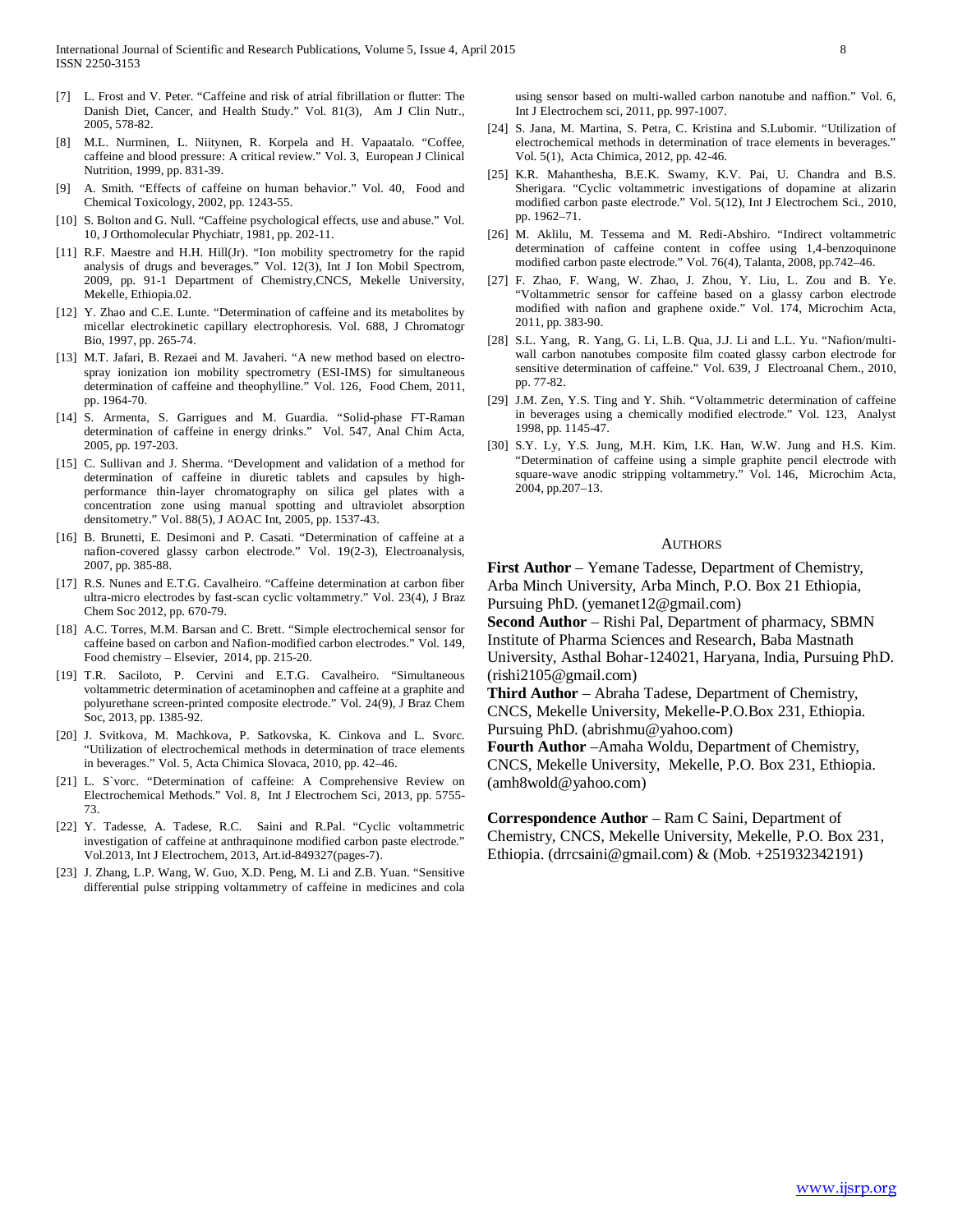[7] L. Frost and V. Peter. "Caffeine and risk of atrial fibrillation or flutter: The Danish Diet, Cancer, and Health Study." Vol. 81(3), Am J Clin Nutr., 2005, 578-82.

[8] M.L. Nurminen, L. Niitynen, R. Korpela and H. Vapaatalo. "Coffee, caffeine and blood pressure: A critical review." Vol. 3, European J Clinical Nutrition, 1999, pp. 831-39.

[9] A. Smith. "Effects of caffeine on human behavior." Vol. 40, Food and Chemical Toxicology, 2002, pp. 1243-55.

[10] S. Bolton and G. Null. "Caffeine psychological effects, use and abuse." Vol. 10, J Orthomolecular Phychiatr, 1981, pp. 202-11.

[11] R.F. Maestre and H.H. Hill(Jr). "Ion mobility spectrometry for the rapid analysis of drugs and beverages." Vol. 12(3), Int J Ion Mobil Spectrom, 2009, pp. 91-1 Department of Chemistry,CNCS, Mekelle University, Mekelle, Ethiopia.02.

[12] Y. Zhao and C.E. Lunte. "Determination of caffeine and its metabolites by micellar electrokinetic capillary electrophoresis. Vol. 688, J Chromatogr Bio, 1997, pp. 265-74.

[13] M.T. Jafari, B. Rezaei and M. Javaheri. "A new method based on electro-spray ionization ion mobility spectrometry (ESI-IMS) for simultaneous determination of caffeine and theophylline." Vol. 126, Food Chem, 2011, pp. 1964-70.

[14] S. Armenta, S. Garrigues and M. Guardia. "Solid-phase FT-Raman determination of caffeine in energy drinks." Vol. 547, Anal Chim Acta, 2005, pp. 197-203.

[15] C. Sullivan and J. Sherma. "Development and validation of a method for determination of caffeine in diuretic tablets and capsules by high-performance thin-layer chromatography on silica gel plates with a concentration zone using manual spotting and ultraviolet absorption densitometry." Vol. 88(5), J AOAC Int, 2005, pp. 1537-43.

[16] B. Brunetti, E. Desimoni and P. Casati. "Determination of caffeine at a nafion-covered glassy carbon electrode." Vol. 19(2-3), Electroanalysis, 2007, pp. 385-88.

[17] R.S. Nunes and E.T.G. Cavalheiro. "Caffeine determination at carbon fiber ultra-micro electrodes by fast-scan cyclic voltammetry." Vol. 23(4), J Braz Chem Soc 2012, pp. 670-79.

[18] A.C. Torres, M.M. Barsan and C. Brett. "Simple electrochemical sensor for caffeine based on carbon and Nafion-modified carbon electrodes." Vol. 149, Food chemistry – Elsevier, 2014, pp. 215-20.

[19] T.R. Saciloto, P. Cervini and E.T.G. Cavalheiro. "Simultaneous voltammetric determination of acetaminophen and caffeine at a graphite and polyurethane screen-printed composite electrode." Vol. 24(9), J Braz Chem Soc, 2013, pp. 1385-92.

[20] J. Svitkova, M. Machkova, P. Satkovska, K. Cinkova and L. Svorc. "Utilization of electrochemical methods in determination of trace elements in beverages." Vol. 5, Acta Chimica Slovaca, 2010, pp. 42–46.

[21] L. S`vorc. "Determination of caffeine: A Comprehensive Review on Electrochemical Methods." Vol. 8, Int J Electrochem Sci, 2013, pp. 5755-73.

[22] Y. Tadesse, A. Tadese, R.C. Saini and R.Pal. "Cyclic voltammetric investigation of caffeine at anthraquinone modified carbon paste electrode." Vol.2013, Int J Electrochem, 2013, Art.id-849327(pages-7).

[23] J. Zhang, L.P. Wang, W. Guo, X.D. Peng, M. Li and Z.B. Yuan. "Sensitive differential pulse stripping voltammetry of caffeine in medicines and cola using sensor based on multi-walled carbon nanotube and naffion." Vol. 6, Int J Electrochem sci, 2011, pp. 997-1007.

[24] S. Jana, M. Martina, S. Petra, C. Kristina and S.Lubomir. "Utilization of electrochemical methods in determination of trace elements in beverages." Vol. 5(1), Acta Chimica, 2012, pp. 42-46.

[25] K.R. Mahanthesha, B.E.K. Swamy, K.V. Pai, U. Chandra and B.S. Sherigara. "Cyclic voltammetric investigations of dopamine at alizarin modified carbon paste electrode." Vol. 5(12), Int J Electrochem Sci., 2010, pp. 1962–71.

[26] M. Aklilu, M. Tessema and M. Redi-Abshiro. "Indirect voltammetric determination of caffeine content in coffee using 1,4-benzoquinone modified carbon paste electrode." Vol. 76(4), Talanta, 2008, pp.742–46.

[27] F. Zhao, F. Wang, W. Zhao, J. Zhou, Y. Liu, L. Zou and B. Ye. "Voltammetric sensor for caffeine based on a glassy carbon electrode modified with nafion and graphene oxide." Vol. 174, Microchim Acta, 2011, pp. 383-90.

[28] S.L. Yang, R. Yang, G. Li, L.B. Qua, J.J. Li and L.L. Yu. "Nafion/multi-wall carbon nanotubes composite film coated glassy carbon electrode for sensitive determination of caffeine." Vol. 639, J Electroanal Chem., 2010, pp. 77-82.

[29] J.M. Zen, Y.S. Ting and Y. Shih. "Voltammetric determination of caffeine in beverages using a chemically modified electrode." Vol. 123, Analyst 1998, pp. 1145-47.

[30] S.Y. Ly, Y.S. Jung, M.H. Kim, I.K. Han, W.W. Jung and H.S. Kim. "Determination of caffeine using a simple graphite pencil electrode with square-wave anodic stripping voltammetry." Vol. 146, Microchim Acta, 2004, pp.207–13.

## AUTHORS

**First Author** – Yemane Tadesse, Department of Chemistry, Arba Minch University, Arba Minch, P.O. Box 21 Ethiopia, Pursuing PhD. (yemanet12@gmail.com)

**Second Author** – Rishi Pal, Department of pharmacy, SBMN Institute of Pharma Sciences and Research, Baba Mastnath University, Asthal Bohar-124021, Haryana, India, Pursuing PhD. (rishi2105@gmail.com)

**Third Author** – Abraha Tadese, Department of Chemistry, CNCS, Mekelle University, Mekelle-P.O.Box 231, Ethiopia. Pursuing PhD. (abrishmu@yahoo.com)

**Fourth Author** –Amaha Woldu, Department of Chemistry, CNCS, Mekelle University, Mekelle, P.O. Box 231, Ethiopia. (amh8wold@yahoo.com)

**Correspondence Author** – Ram C Saini, Department of Chemistry, CNCS, Mekelle University, Mekelle, P.O. Box 231, Ethiopia. (drrcsaini@gmail.com) & (Mob. +251932342191)